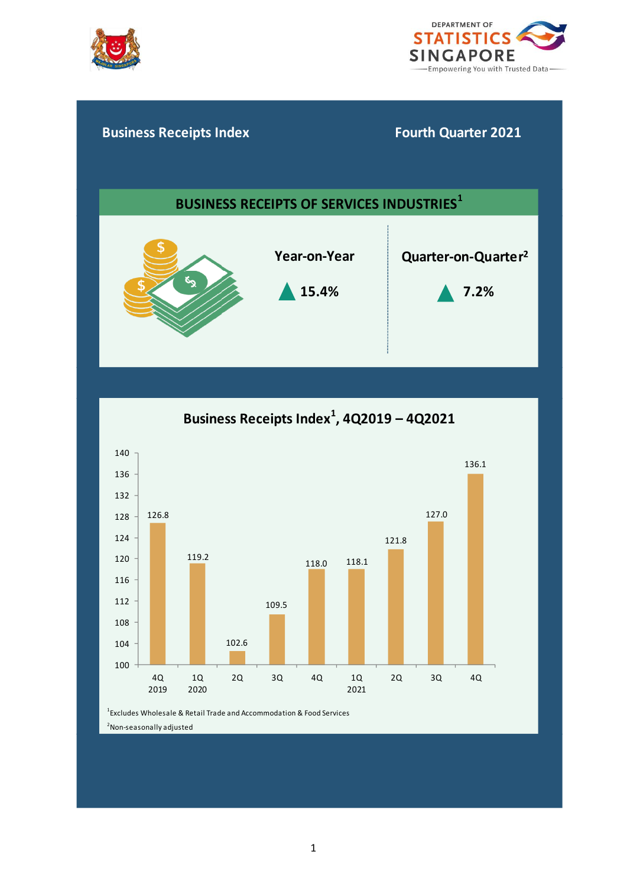DEPARTMENT OF STATISTICS SINGAPORE

Empowering You with Trusted Data

# Business Receipts Index

## Fourth Quarter 2021

### BUSINESS RECEIPTS OF SERVICES INDUSTRIES[1]

| Year-on-Year | Quarter-on-Quarter[2] |
|---|---|
| ▲ 15.4% | ▲ 7.2% |

### Business Receipts Index[1], 4Q2019 – 4Q2021

| Quarter | Index |
|---|---|
| 4Q 2019 | 126.8 |
| 1Q 2020 | 119.2 |
| 2Q | 102.6 |
| 3Q | 109.5 |
| 4Q | 118.0 |
| 1Q 2021 | 118.1 |
| 2Q | 121.8 |
| 3Q | 127.0 |
| 4Q | 136.1 |

[1] Excludes Wholesale & Retail Trade and Accommodation & Food Services

[2] Non-seasonally adjusted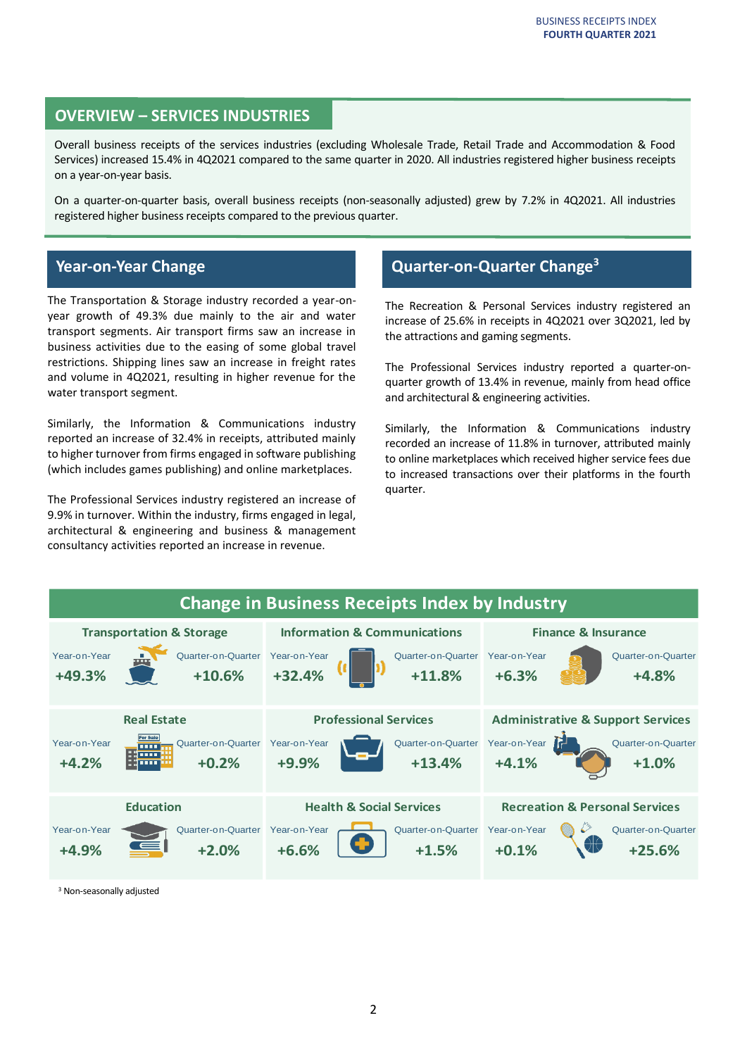## OVERVIEW – SERVICES INDUSTRIES

Overall business receipts of the services industries (excluding Wholesale Trade, Retail Trade and Accommodation & Food Services) increased 15.4% in 4Q2021 compared to the same quarter in 2020. All industries registered higher business receipts on a year-on-year basis.

On a quarter-on-quarter basis, overall business receipts (non-seasonally adjusted) grew by 7.2% in 4Q2021. All industries registered higher business receipts compared to the previous quarter.

## Year-on-Year Change

The Transportation & Storage industry recorded a year-on-year growth of 49.3% due mainly to the air and water transport segments. Air transport firms saw an increase in business activities due to the easing of some global travel restrictions. Shipping lines saw an increase in freight rates and volume in 4Q2021, resulting in higher revenue for the water transport segment.

Similarly, the Information & Communications industry reported an increase of 32.4% in receipts, attributed mainly to higher turnover from firms engaged in software publishing (which includes games publishing) and online marketplaces.

The Professional Services industry registered an increase of 9.9% in turnover. Within the industry, firms engaged in legal, architectural & engineering and business & management consultancy activities reported an increase in revenue.

## Quarter-on-Quarter Change[3]

The Recreation & Personal Services industry registered an increase of 25.6% in receipts in 4Q2021 over 3Q2021, led by the attractions and gaming segments.

The Professional Services industry reported a quarter-on-quarter growth of 13.4% in revenue, mainly from head office and architectural & engineering activities.

Similarly, the Information & Communications industry recorded an increase of 11.8% in turnover, attributed mainly to online marketplaces which received higher service fees due to increased transactions over their platforms in the fourth quarter.

## Change in Business Receipts Index by Industry

| Industry | Year-on-Year | Quarter-on-Quarter |
|---|---|---|
| Transportation & Storage | +49.3% | +10.6% |
| Information & Communications | +32.4% | +11.8% |
| Finance & Insurance | +6.3% | +4.8% |
| Real Estate | +4.2% | +0.2% |
| Professional Services | +9.9% | +13.4% |
| Administrative & Support Services | +4.1% | +1.0% |
| Education | +4.9% | +2.0% |
| Health & Social Services | +6.6% | +1.5% |
| Recreation & Personal Services | +0.1% | +25.6% |

[3] Non-seasonally adjusted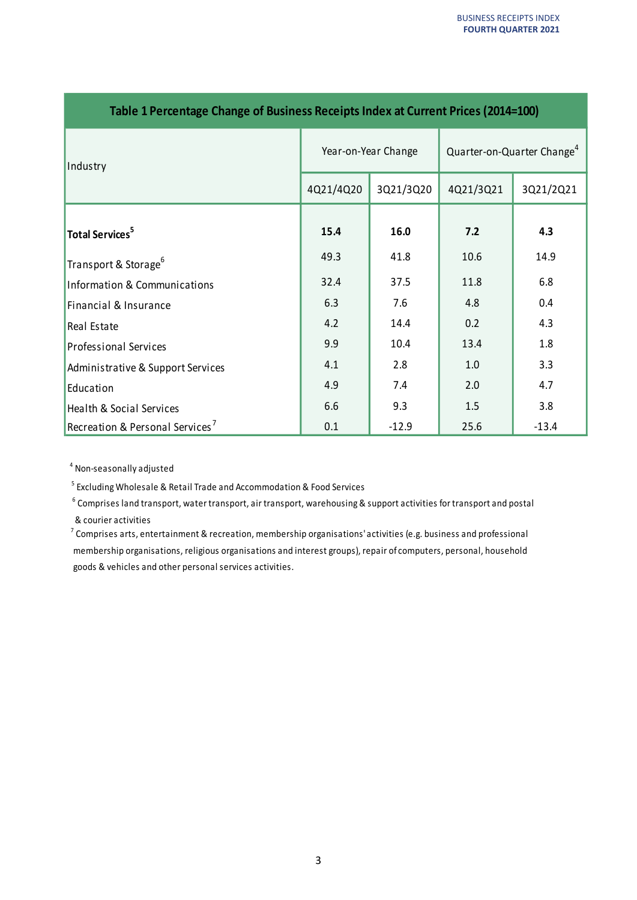| Table 1 Percentage Change of Business Receipts Index at Current Prices (2014=100) | | | | |
|---|---|---|---|---|
| Industry | Year-on-Year Change | | Quarter-on-Quarter Change[4] | |
| | 4Q21/4Q20 | 3Q21/3Q20 | 4Q21/3Q21 | 3Q21/2Q21 |
| **Total Services[5]** | **15.4** | **16.0** | **7.2** | **4.3** |
| Transport & Storage[6] | 49.3 | 41.8 | 10.6 | 14.9 |
| Information & Communications | 32.4 | 37.5 | 11.8 | 6.8 |
| Financial & Insurance | 6.3 | 7.6 | 4.8 | 0.4 |
| Real Estate | 4.2 | 14.4 | 0.2 | 4.3 |
| Professional Services | 9.9 | 10.4 | 13.4 | 1.8 |
| Administrative & Support Services | 4.1 | 2.8 | 1.0 | 3.3 |
| Education | 4.9 | 7.4 | 2.0 | 4.7 |
| Health & Social Services | 6.6 | 9.3 | 1.5 | 3.8 |
| Recreation & Personal Services[7] | 0.1 | -12.9 | 25.6 | -13.4 |

[4] Non-seasonally adjusted

[5] Excluding Wholesale & Retail Trade and Accommodation & Food Services

[6] Comprises land transport, water transport, air transport, warehousing & support activities for transport and postal & courier activities

[7] Comprises arts, entertainment & recreation, membership organisations' activities (e.g. business and professional membership organisations, religious organisations and interest groups), repair of computers, personal, household goods & vehicles and other personal services activities.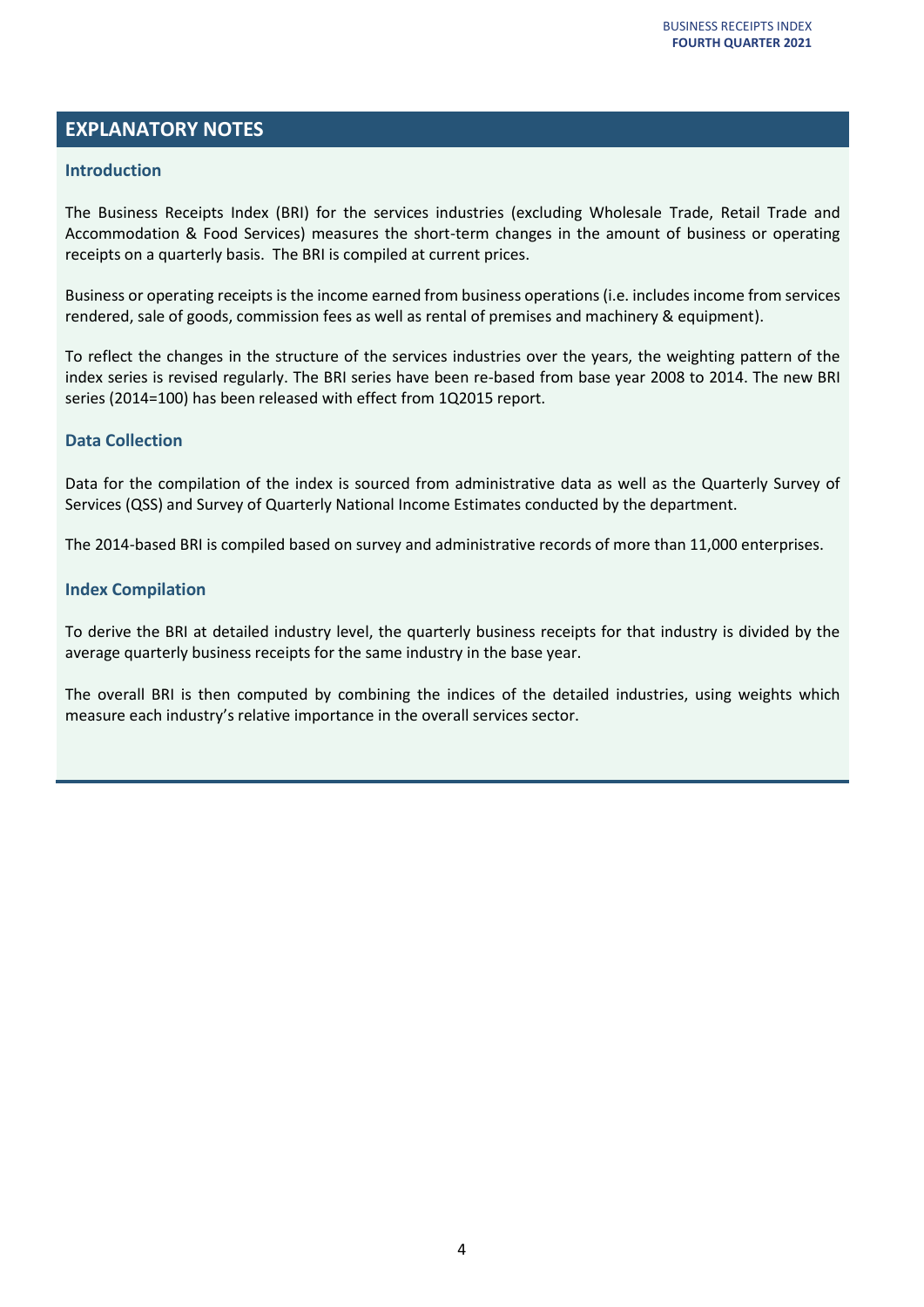## EXPLANATORY NOTES

### Introduction

The Business Receipts Index (BRI) for the services industries (excluding Wholesale Trade, Retail Trade and Accommodation & Food Services) measures the short-term changes in the amount of business or operating receipts on a quarterly basis. The BRI is compiled at current prices.

Business or operating receipts is the income earned from business operations (i.e. includes income from services rendered, sale of goods, commission fees as well as rental of premises and machinery & equipment).

To reflect the changes in the structure of the services industries over the years, the weighting pattern of the index series is revised regularly. The BRI series have been re-based from base year 2008 to 2014. The new BRI series (2014=100) has been released with effect from 1Q2015 report.

### Data Collection

Data for the compilation of the index is sourced from administrative data as well as the Quarterly Survey of Services (QSS) and Survey of Quarterly National Income Estimates conducted by the department.

The 2014-based BRI is compiled based on survey and administrative records of more than 11,000 enterprises.

### Index Compilation

To derive the BRI at detailed industry level, the quarterly business receipts for that industry is divided by the average quarterly business receipts for the same industry in the base year.

The overall BRI is then computed by combining the indices of the detailed industries, using weights which measure each industry's relative importance in the overall services sector.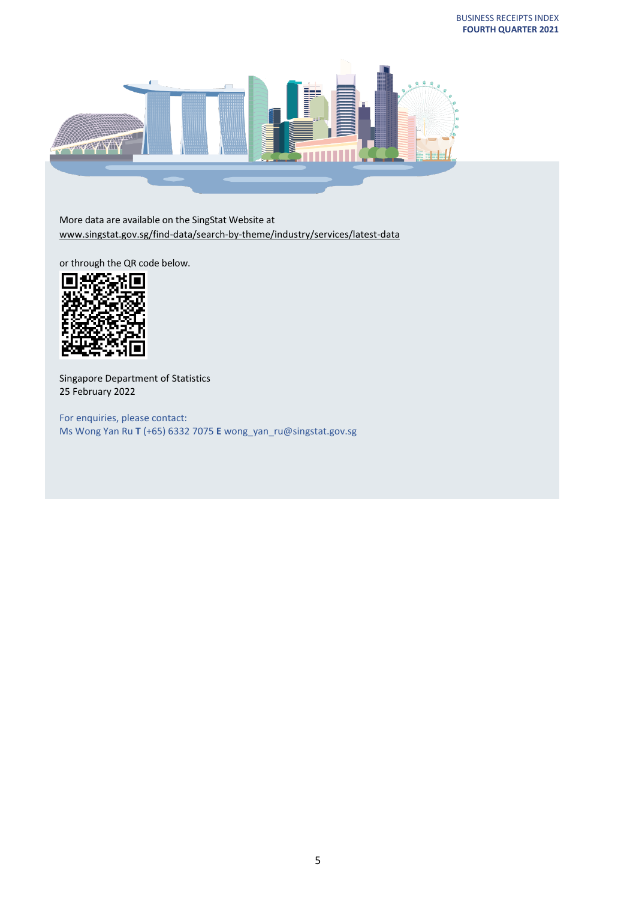More data are available on the SingStat Website at
www.singstat.gov.sg/find-data/search-by-theme/industry/services/latest-data

or through the QR code below.

Singapore Department of Statistics
25 February 2022

For enquiries, please contact:
Ms Wong Yan Ru **T** (+65) 6332 7075 **E** wong_yan_ru@singstat.gov.sg